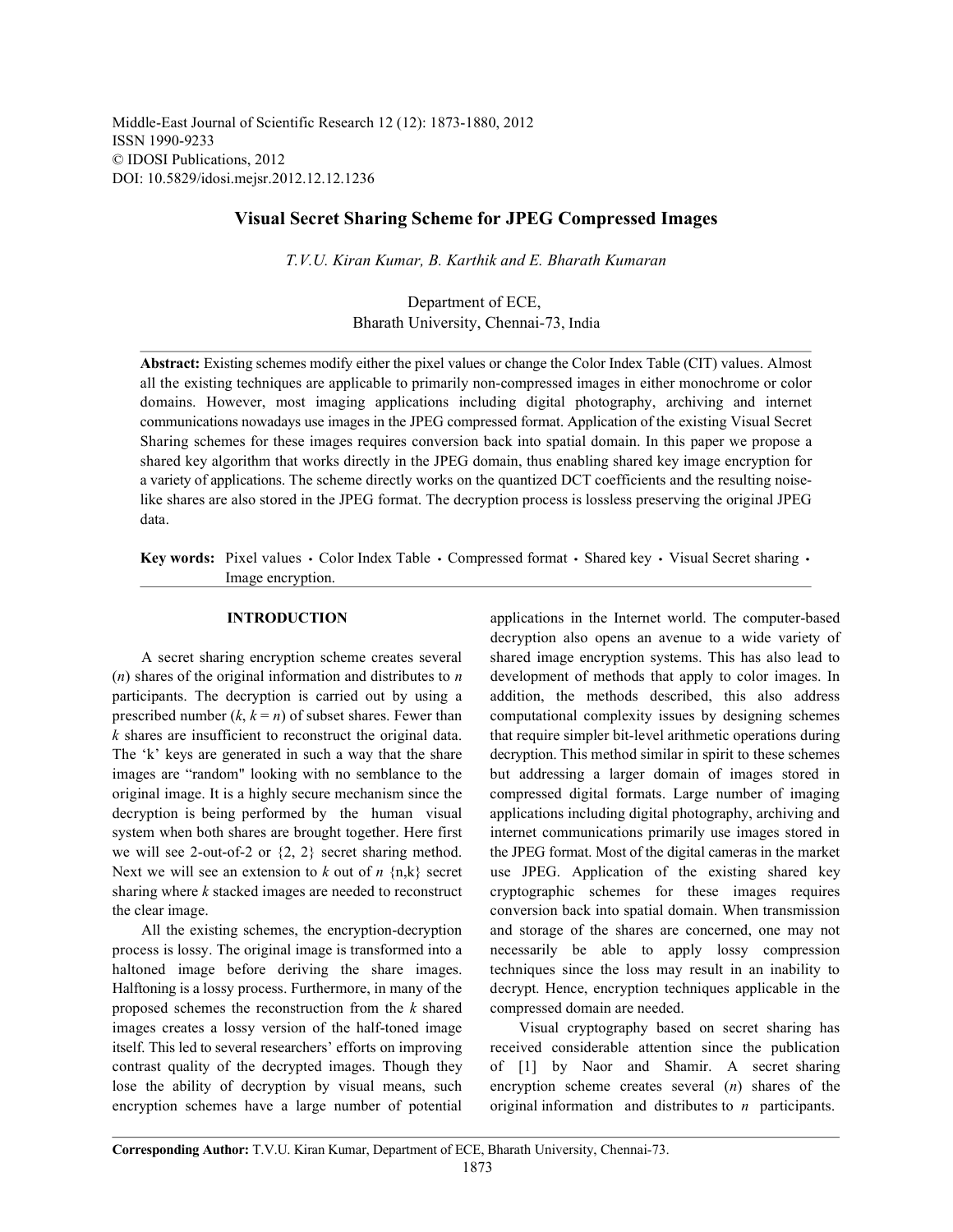Middle-East Journal of Scientific Research 12 (12): 1873-1880, 2012
ISSN 1990-9233
© IDOSI Publications, 2012
DOI: 10.5829/idosi.mejsr.2012.12.12.1236

# Visual Secret Sharing Scheme for JPEG Compressed Images

*T.V.U. Kiran Kumar, B. Karthik and E. Bharath Kumaran*

Department of ECE,
Bharath University, Chennai-73, India

**Abstract:** Existing schemes modify either the pixel values or change the Color Index Table (CIT) values. Almost all the existing techniques are applicable to primarily non-compressed images in either monochrome or color domains. However, most imaging applications including digital photography, archiving and internet communications nowadays use images in the JPEG compressed format. Application of the existing Visual Secret Sharing schemes for these images requires conversion back into spatial domain. In this paper we propose a shared key algorithm that works directly in the JPEG domain, thus enabling shared key image encryption for a variety of applications. The scheme directly works on the quantized DCT coefficients and the resulting noise-like shares are also stored in the JPEG format. The decryption process is lossless preserving the original JPEG data.

**Key words:** Pixel values • Color Index Table • Compressed format • Shared key • Visual Secret sharing • Image encryption.

## INTRODUCTION

A secret sharing encryption scheme creates several ($n$) shares of the original information and distributes to $n$ participants. The decryption is carried out by using a prescribed number ($k$, $k = n$) of subset shares. Fewer than $k$ shares are insufficient to reconstruct the original data. The 'k' keys are generated in such a way that the share images are "random" looking with no semblance to the original image. It is a highly secure mechanism since the decryption is being performed by the human visual system when both shares are brought together. Here first we will see 2-out-of-2 or {2, 2} secret sharing method. Next we will see an extension to $k$ out of $n$ {n,k} secret sharing where $k$ stacked images are needed to reconstruct the clear image.

All the existing schemes, the encryption-decryption process is lossy. The original image is transformed into a haltoned image before deriving the share images. Halftoning is a lossy process. Furthermore, in many of the proposed schemes the reconstruction from the $k$ shared images creates a lossy version of the half-toned image itself. This led to several researchers' efforts on improving contrast quality of the decrypted images. Though they lose the ability of decryption by visual means, such encryption schemes have a large number of potential applications in the Internet world. The computer-based decryption also opens an avenue to a wide variety of shared image encryption systems. This has also lead to development of methods that apply to color images. In addition, the methods described, this also address computational complexity issues by designing schemes that require simpler bit-level arithmetic operations during decryption. This method similar in spirit to these schemes but addressing a larger domain of images stored in compressed digital formats. Large number of imaging applications including digital photography, archiving and internet communications primarily use images stored in the JPEG format. Most of the digital cameras in the market use JPEG. Application of the existing shared key cryptographic schemes for these images requires conversion back into spatial domain. When transmission and storage of the shares are concerned, one may not necessarily be able to apply lossy compression techniques since the loss may result in an inability to decrypt. Hence, encryption techniques applicable in the compressed domain are needed.

Visual cryptography based on secret sharing has received considerable attention since the publication of [1] by Naor and Shamir. A secret sharing encryption scheme creates several ($n$) shares of the original information and distributes to $n$ participants.

**Corresponding Author:** T.V.U. Kiran Kumar, Department of ECE, Bharath University, Chennai-73.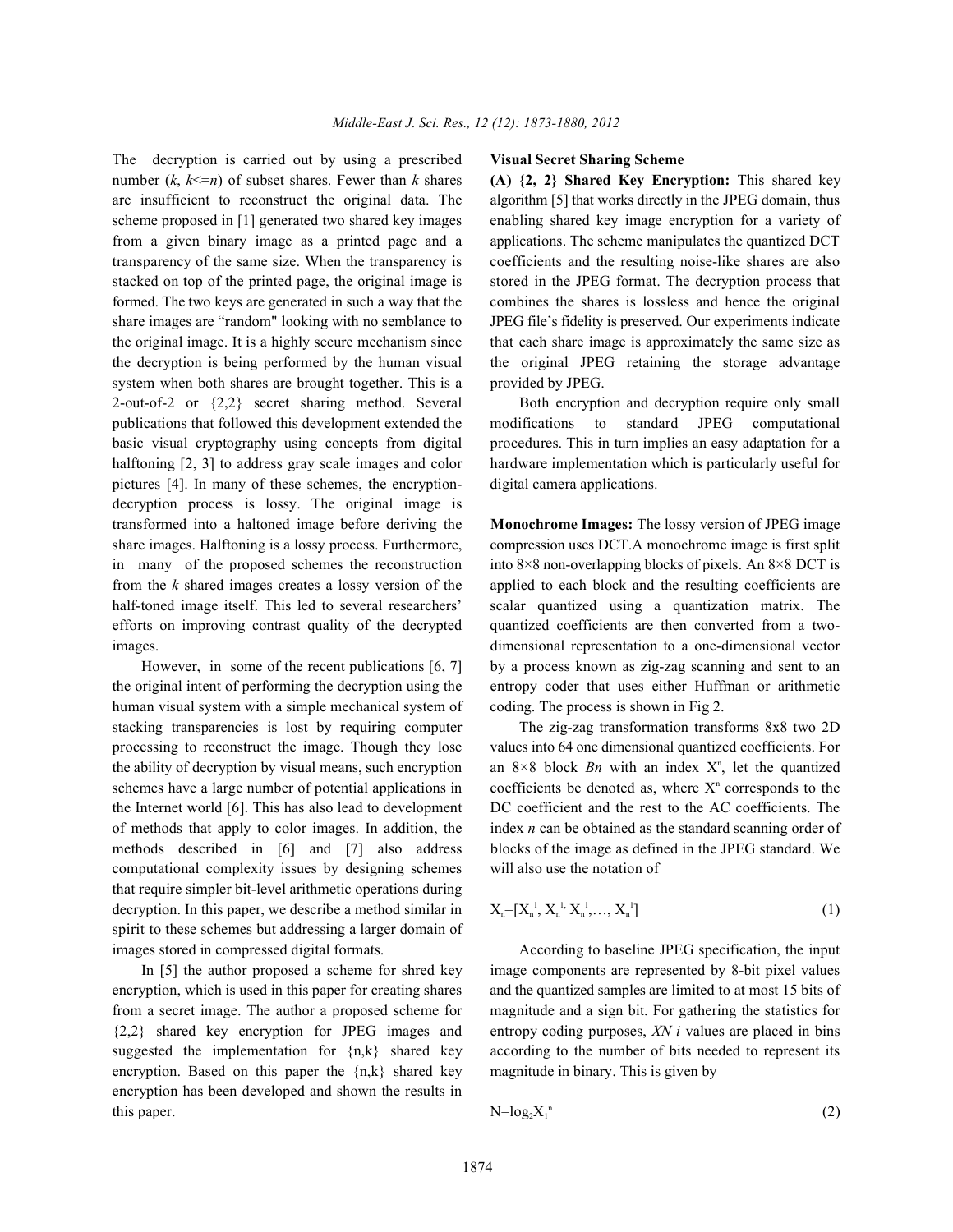The decryption is carried out by using a prescribed number ($k$, $k<=n$) of subset shares. Fewer than $k$ shares are insufficient to reconstruct the original data. The scheme proposed in [1] generated two shared key images from a given binary image as a printed page and a transparency of the same size. When the transparency is stacked on top of the printed page, the original image is formed. The two keys are generated in such a way that the share images are "random" looking with no semblance to the original image. It is a highly secure mechanism since the decryption is being performed by the human visual system when both shares are brought together. This is a 2-out-of-2 or {2,2} secret sharing method. Several publications that followed this development extended the basic visual cryptography using concepts from digital halftoning [2, 3] to address gray scale images and color pictures [4]. In many of these schemes, the encryption-decryption process is lossy. The original image is transformed into a haltoned image before deriving the share images. Halftoning is a lossy process. Furthermore, in many of the proposed schemes the reconstruction from the $k$ shared images creates a lossy version of the half-toned image itself. This led to several researchers' efforts on improving contrast quality of the decrypted images.

However, in some of the recent publications [6, 7] the original intent of performing the decryption using the human visual system with a simple mechanical system of stacking transparencies is lost by requiring computer processing to reconstruct the image. Though they lose the ability of decryption by visual means, such encryption schemes have a large number of potential applications in the Internet world [6]. This has also lead to development of methods that apply to color images. In addition, the methods described in [6] and [7] also address computational complexity issues by designing schemes that require simpler bit-level arithmetic operations during decryption. In this paper, we describe a method similar in spirit to these schemes but addressing a larger domain of images stored in compressed digital formats.

In [5] the author proposed a scheme for shred key encryption, which is used in this paper for creating shares from a secret image. The author a proposed scheme for {2,2} shared key encryption for JPEG images and suggested the implementation for {n,k} shared key encryption. Based on this paper the {n,k} shared key encryption has been developed and shown the results in this paper.

## Visual Secret Sharing Scheme

**(A) {2, 2} Shared Key Encryption:** This shared key algorithm [5] that works directly in the JPEG domain, thus enabling shared key image encryption for a variety of applications. The scheme manipulates the quantized DCT coefficients and the resulting noise-like shares are also stored in the JPEG format. The decryption process that combines the shares is lossless and hence the original JPEG file's fidelity is preserved. Our experiments indicate that each share image is approximately the same size as the original JPEG retaining the storage advantage provided by JPEG.

Both encryption and decryption require only small modifications to standard JPEG computational procedures. This in turn implies an easy adaptation for a hardware implementation which is particularly useful for digital camera applications.

**Monochrome Images:** The lossy version of JPEG image compression uses DCT.A monochrome image is first split into 8×8 non-overlapping blocks of pixels. An 8×8 DCT is applied to each block and the resulting coefficients are scalar quantized using a quantization matrix. The quantized coefficients are then converted from a two-dimensional representation to a one-dimensional vector by a process known as zig-zag scanning and sent to an entropy coder that uses either Huffman or arithmetic coding. The process is shown in Fig 2.

The zig-zag transformation transforms 8x8 two 2D values into 64 one dimensional quantized coefficients. For an 8×8 block $Bn$ with an index $X^n$, let the quantized coefficients be denoted as, where $X^n$ corresponds to the DC coefficient and the rest to the AC coefficients. The index $n$ can be obtained as the standard scanning order of blocks of the image as defined in the JPEG standard. We will also use the notation of

$$X_n=[X_n^1, X_n^{1,} X_n^1,\ldots, X_n^1] \quad (1)$$

According to baseline JPEG specification, the input image components are represented by 8-bit pixel values and the quantized samples are limited to at most 15 bits of magnitude and a sign bit. For gathering the statistics for entropy coding purposes, $XN\ i$ values are placed in bins according to the number of bits needed to represent its magnitude in binary. This is given by

$$N=\log_2 X_1^n \quad (2)$$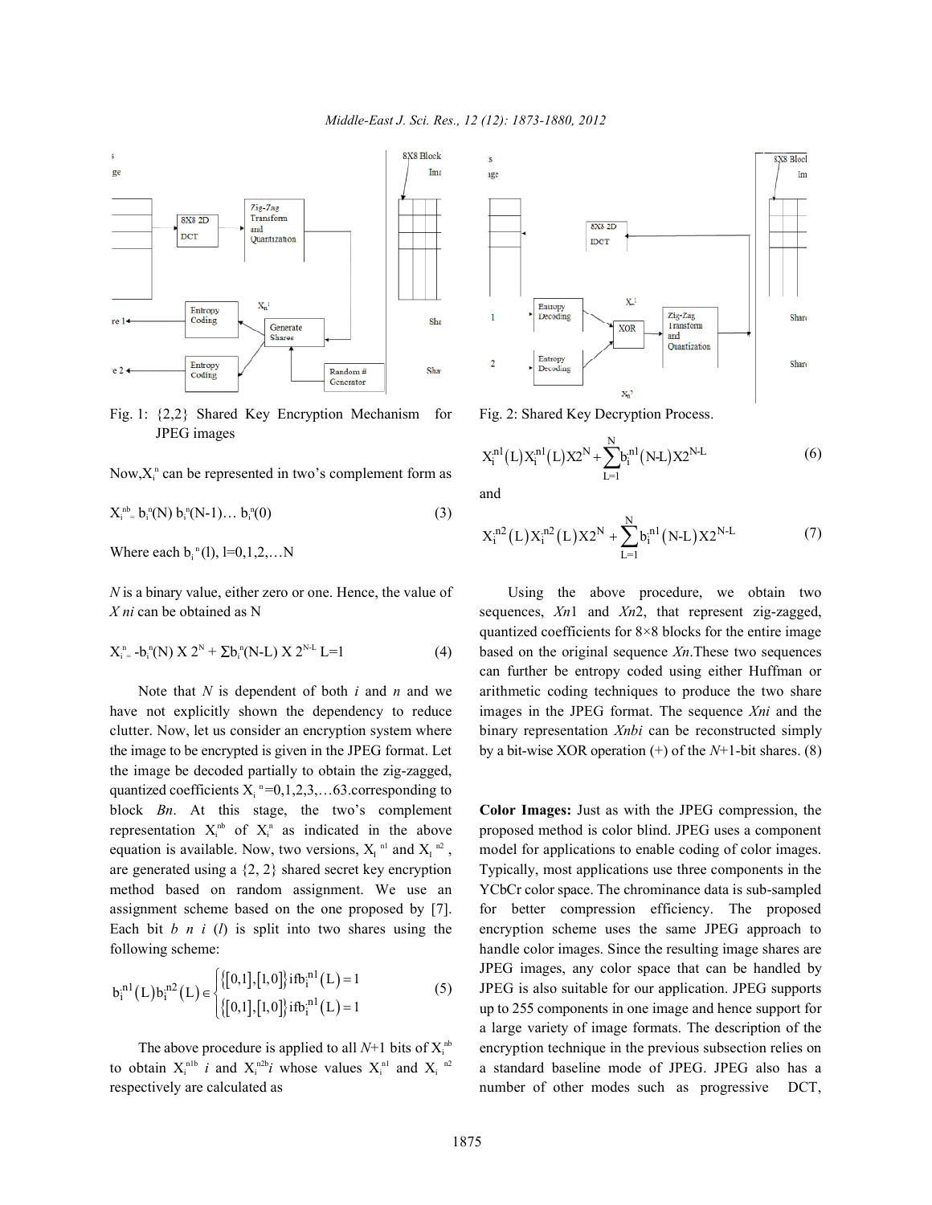Fig. 1: {2,2} Shared Key Encryption Mechanism for JPEG images

Now, $X_i^n$ can be represented in two's complement form as

$$X_i^{nb} = b_i^n(N)\, b_i^n(N\text{-}1) \ldots b_i^n(0) \quad (3)$$

Where each $b_i^n(l)$, $l=0,1,2,\ldots N$

$N$ is a binary value, either zero or one. Hence, the value of $X\,ni$ can be obtained as N

$$X_i^n = -b_i^n(N) \times 2^N + \sum b_i^n(N\text{-}L) \times 2^{N\text{-}L} \; L=1 \quad (4)$$

Note that $N$ is dependent of both $i$ and $n$ and we have not explicitly shown the dependency to reduce clutter. Now, let us consider an encryption system where the image to be encrypted is given in the JPEG format. Let the image be decoded partially to obtain the zig-zagged, quantized coefficients $X_i^n = 0,1,2,3,\ldots 63$.corresponding to block $Bn$. At this stage, the two's complement representation $X_i^{nb}$ of $X_i^n$ as indicated in the above equation is available. Now, two versions, $X_I^{n1}$ and $X_I^{n2}$, are generated using a {2, 2} shared secret key encryption method based on random assignment. We use an assignment scheme based on the one proposed by [7]. Each bit $b\; n\; i\; (l)$ is split into two shares using the following scheme:

$$b_i^{n1}(L) b_i^{n2}(L) \in \begin{cases} \{[0,1],[1,0]\} \text{ if } b_i^{n1}(L)=1 \\ \{[0,1],[1,0]\} \text{ if } b_i^{n1}(L)=1 \end{cases} \quad (5)$$

The above procedure is applied to all $N$+1 bits of $X_i^{nb}$ to obtain $X_i^{n1b}\, i$ and $X_i^{n2b} i$ whose values $X_i^{n1}$ and $X_i^{n2}$ respectively are calculated as

Fig. 2: Shared Key Decryption Process.

$$X_i^{n1}(L) X_i^{n1}(L) X 2^N + \sum_{L=1}^{N} b_i^{n1}(N\text{-}L) X 2^{N\text{-}L} \quad (6)$$

and

$$X_i^{n2}(L) X_i^{n2}(L) X 2^N + \sum_{L=1}^{N} b_i^{n1}(N\text{-}L) X 2^{N\text{-}L} \quad (7)$$

Using the above procedure, we obtain two sequences, $Xn1$ and $Xn2$, that represent zig-zagged, quantized coefficients for 8×8 blocks for the entire image based on the original sequence $Xn$.These two sequences can further be entropy coded using either Huffman or arithmetic coding techniques to produce the two share images in the JPEG format. The sequence $Xni$ and the binary representation $Xnbi$ can be reconstructed simply by a bit-wise XOR operation (+) of the $N$+1-bit shares. (8)

**Color Images:** Just as with the JPEG compression, the proposed method is color blind. JPEG uses a component model for applications to enable coding of color images. Typically, most applications use three components in the YCbCr color space. The chrominance data is sub-sampled for better compression efficiency. The proposed encryption scheme uses the same JPEG approach to handle color images. Since the resulting image shares are JPEG images, any color space that can be handled by JPEG is also suitable for our application. JPEG supports up to 255 components in one image and hence support for a large variety of image formats. The description of the encryption technique in the previous subsection relies on a standard baseline mode of JPEG. JPEG also has a number of other modes such as progressive DCT,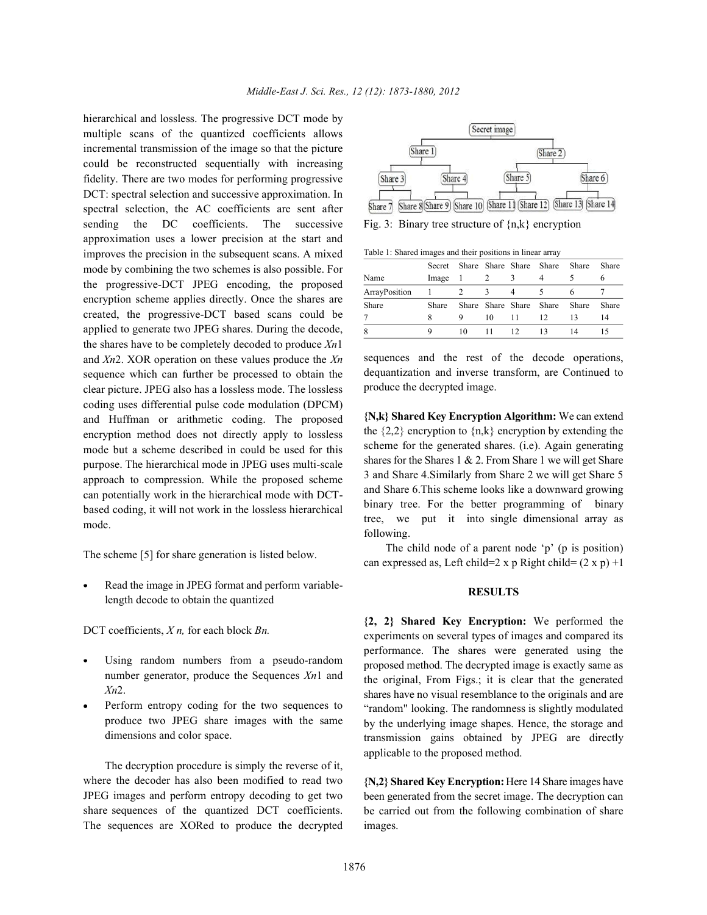hierarchical and lossless. The progressive DCT mode by multiple scans of the quantized coefficients allows incremental transmission of the image so that the picture could be reconstructed sequentially with increasing fidelity. There are two modes for performing progressive DCT: spectral selection and successive approximation. In spectral selection, the AC coefficients are sent after sending the DC coefficients. The successive approximation uses a lower precision at the start and improves the precision in the subsequent scans. A mixed mode by combining the two schemes is also possible. For the progressive-DCT JPEG encoding, the proposed encryption scheme applies directly. Once the shares are created, the progressive-DCT based scans could be applied to generate two JPEG shares. During the decode, the shares have to be completely decoded to produce $Xn1$ and $Xn2$. XOR operation on these values produce the $Xn$ sequence which can further be processed to obtain the clear picture. JPEG also has a lossless mode. The lossless coding uses differential pulse code modulation (DPCM) and Huffman or arithmetic coding. The proposed encryption method does not directly apply to lossless mode but a scheme described in could be used for this purpose. The hierarchical mode in JPEG uses multi-scale approach to compression. While the proposed scheme can potentially work in the hierarchical mode with DCT-based coding, it will not work in the lossless hierarchical mode.

The scheme [5] for share generation is listed below.

- Read the image in JPEG format and perform variable-length decode to obtain the quantized

DCT coefficients, $X n$, for each block $Bn$.

- Using random numbers from a pseudo-random number generator, produce the Sequences $Xn1$ and $Xn2$.
- Perform entropy coding for the two sequences to produce two JPEG share images with the same dimensions and color space.

The decryption procedure is simply the reverse of it, where the decoder has also been modified to read two JPEG images and perform entropy decoding to get two share sequences of the quantized DCT coefficients. The sequences are XORed to produce the decrypted sequences and the rest of the decode operations, dequantization and inverse transform, are Continued to produce the decrypted image.

Fig. 3: Binary tree structure of {n,k} encryption

Table 1: Shared images and their positions in linear array

| Name | Secret Image | Share 1 | Share 2 | Share 3 | Share 4 | Share 5 | Share 6 |
|---|---|---|---|---|---|---|---|
| ArrayPosition | 1 | 2 | 3 | 4 | 5 | 6 | 7 |
| Share 7 | Share 8 | Share 9 | Share 10 | Share 11 | Share 12 | Share 13 | Share 14 |
| 8 | 9 | 10 | 11 | 12 | 13 | 14 | 15 |

**{N,k} Shared Key Encryption Algorithm:** We can extend the {2,2} encryption to {n,k} encryption by extending the scheme for the generated shares. (i.e). Again generating shares for the Shares 1 & 2. From Share 1 we will get Share 3 and Share 4.Similarly from Share 2 we will get Share 5 and Share 6.This scheme looks like a downward growing binary tree. For the better programming of binary tree, we put it into single dimensional array as following.

The child node of a parent node 'p' (p is position) can expressed as, Left child=2 x p Right child= (2 x p) +1

## RESULTS

**{2, 2} Shared Key Encryption:** We performed the experiments on several types of images and compared its performance. The shares were generated using the proposed method. The decrypted image is exactly same as the original, From Figs.; it is clear that the generated shares have no visual resemblance to the originals and are "random" looking. The randomness is slightly modulated by the underlying image shapes. Hence, the storage and transmission gains obtained by JPEG are directly applicable to the proposed method.

**{N,2} Shared Key Encryption:** Here 14 Share images have been generated from the secret image. The decryption can be carried out from the following combination of share images.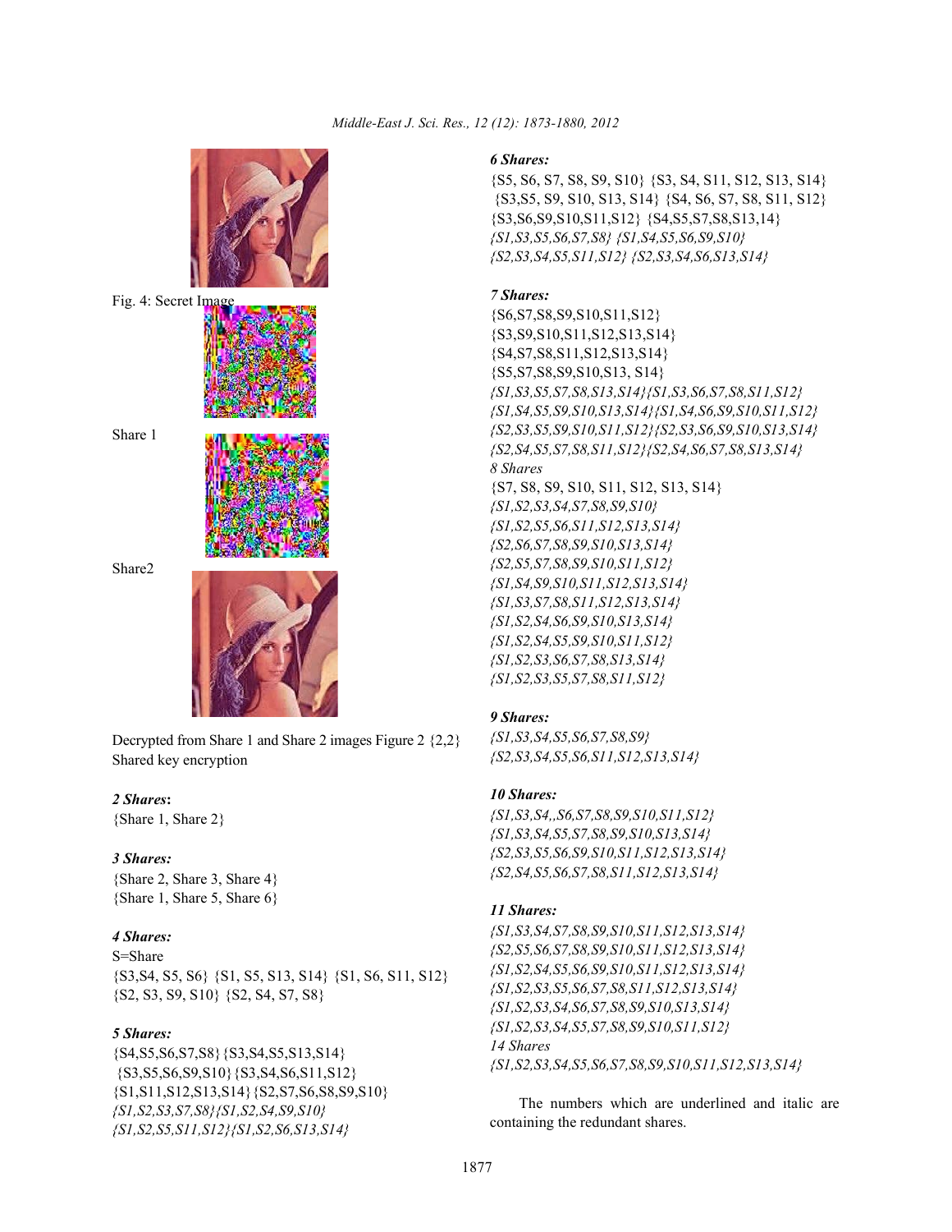Fig. 4: Secret Image

Share 1

Share2

Decrypted from Share 1 and Share 2 images Figure 2 {2,2} Shared key encryption

***2 Shares*:**
{Share 1, Share 2}

***3 Shares:***
{Share 2, Share 3, Share 4}
{Share 1, Share 5, Share 6}

***4 Shares:***
S=Share
{S3,S4, S5, S6} {S1, S5, S13, S14} {S1, S6, S11, S12}
{S2, S3, S9, S10} {S2, S4, S7, S8}

***5 Shares:***
{S4,S5,S6,S7,S8} {S3,S4,S5,S13,S14}
{S3,S5,S6,S9,S10} {S3,S4,S6,S11,S12}
{S1,S11,S12,S13,S14} {S2,S7,S6,S8,S9,S10}
*{S1,S2,S3,S7,S8}{S1,S2,S4,S9,S10}*
*{S1,S2,S5,S11,S12}{S1,S2,S6,S13,S14}*

***6 Shares:***
{S5, S6, S7, S8, S9, S10} {S3, S4, S11, S12, S13, S14}
{S3,S5, S9, S10, S13, S14} {S4, S6, S7, S8, S11, S12}
{S3,S6,S9,S10,S11,S12} {S4,S5,S7,S8,S13,14}
*{S1,S3,S5,S6,S7,S8} {S1,S4,S5,S6,S9,S10}*
*{S2,S3,S4,S5,S11,S12} {S2,S3,S4,S6,S13,S14}*

***7 Shares:***
{S6,S7,S8,S9,S10,S11,S12}
{S3,S9,S10,S11,S12,S13,S14}
{S4,S7,S8,S11,S12,S13,S14}
{S5,S7,S8,S9,S10,S13, S14}
*{S1,S3,S5,S7,S8,S13,S14}{S1,S3,S6,S7,S8,S11,S12}*
*{S1,S4,S5,S9,S10,S13,S14}{S1,S4,S6,S9,S10,S11,S12}*
*{S2,S3,S5,S9,S10,S11,S12}{S2,S3,S6,S9,S10,S13,S14}*
*{S2,S4,S5,S7,S8,S11,S12}{S2,S4,S6,S7,S8,S13,S14}*

*8 Shares*
{S7, S8, S9, S10, S11, S12, S13, S14}
*{S1,S2,S3,S4,S7,S8,S9,S10}*
*{S1,S2,S5,S6,S11,S12,S13,S14}*
*{S2,S6,S7,S8,S9,S10,S13,S14}*
*{S2,S5,S7,S8,S9,S10,S11,S12}*
*{S1,S4,S9,S10,S11,S12,S13,S14}*
*{S1,S3,S7,S8,S11,S12,S13,S14}*
*{S1,S2,S4,S6,S9,S10,S13,S14}*
*{S1,S2,S4,S5,S9,S10,S11,S12}*
*{S1,S2,S3,S6,S7,S8,S13,S14}*
*{S1,S2,S3,S5,S7,S8,S11,S12}*

***9 Shares:***
*{S1,S3,S4,S5,S6,S7,S8,S9}*
*{S2,S3,S4,S5,S6,S11,S12,S13,S14}*

***10 Shares:***
*{S1,S3,S4,,S6,S7,S8,S9,S10,S11,S12}*
*{S1,S3,S4,S5,S7,S8,S9,S10,S13,S14}*
*{S2,S3,S5,S6,S9,S10,S11,S12,S13,S14}*
*{S2,S4,S5,S6,S7,S8,S11,S12,S13,S14}*

***11 Shares:***
*{S1,S3,S4,S7,S8,S9,S10,S11,S12,S13,S14}*
*{S2,S5,S6,S7,S8,S9,S10,S11,S12,S13,S14}*
*{S1,S2,S4,S5,S6,S9,S10,S11,S12,S13,S14}*
*{S1,S2,S3,S5,S6,S7,S8,S11,S12,S13,S14}*
*{S1,S2,S3,S4,S6,S7,S8,S9,S10,S13,S14}*
*{S1,S2,S3,S4,S5,S7,S8,S9,S10,S11,S12}*

*14 Shares*
*{S1,S2,S3,S4,S5,S6,S7,S8,S9,S10,S11,S12,S13,S14}*

The numbers which are underlined and italic are containing the redundant shares.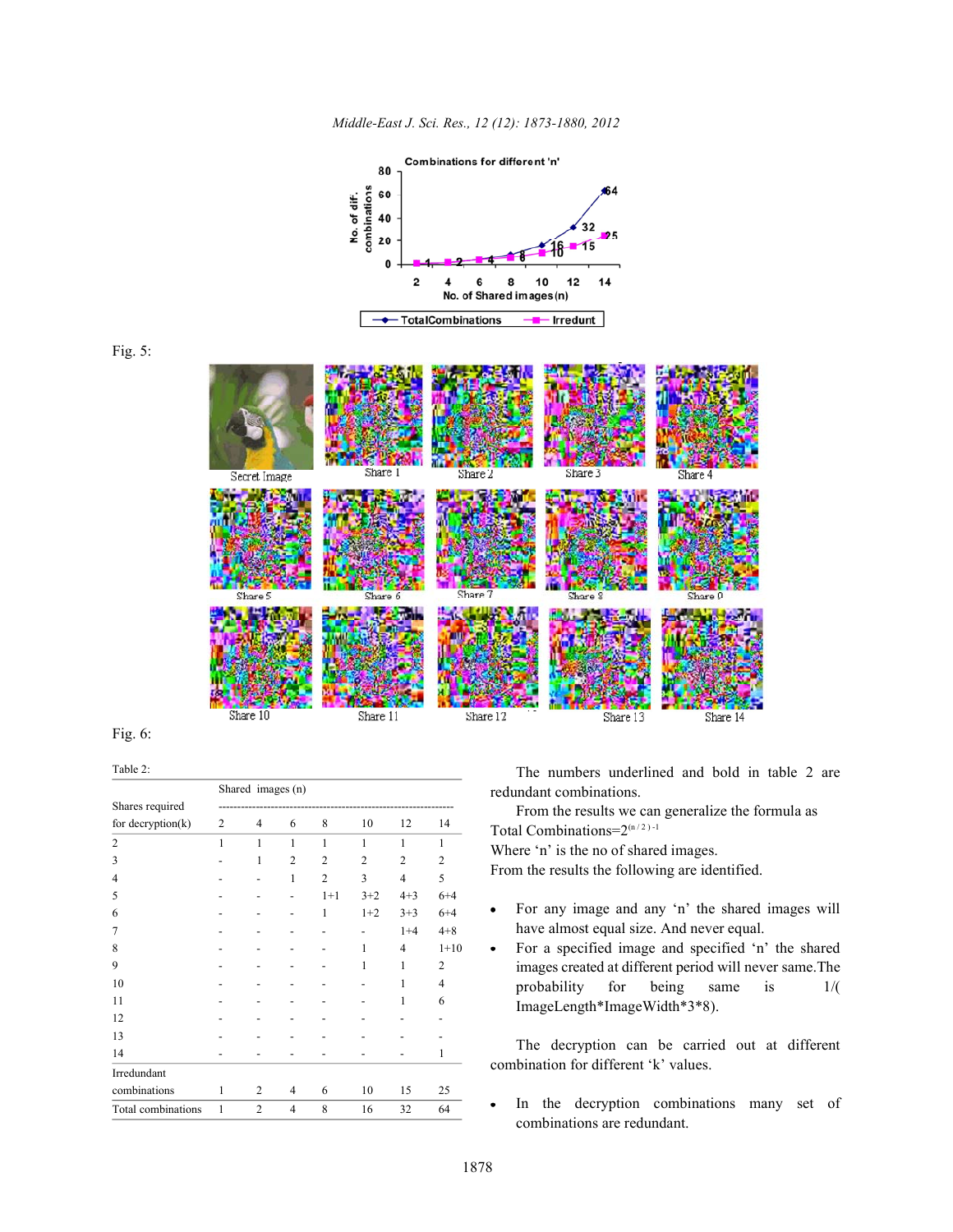Fig. 5:

Fig. 6:

Table 2:

| Shares required for decryption(k) | Shared images (n) | | | | | | |
|---|---|---|---|---|---|---|---|
| | 2 | 4 | 6 | 8 | 10 | 12 | 14 |
| 2 | 1 | 1 | 1 | 1 | 1 | 1 | 1 |
| 3 | - | 1 | 2 | 2 | 2 | 2 | 2 |
| 4 | - | - | 1 | 2 | 3 | 4 | 5 |
| 5 | - | - | - | 1+1 | 3+2 | 4+3 | 6+4 |
| 6 | - | - | - | 1 | 1+2 | 3+3 | 6+4 |
| 7 | - | - | - | - | - | 1+4 | 4+8 |
| 8 | - | - | - | - | 1 | 4 | 1+10 |
| 9 | - | - | - | - | 1 | 1 | 2 |
| 10 | - | - | - | - | - | 1 | 4 |
| 11 | - | - | - | - | - | 1 | 6 |
| 12 | - | - | - | - | - | - | - |
| 13 | - | - | - | - | - | - | - |
| 14 | - | - | - | - | - | - | 1 |
| Irredundant combinations | 1 | 2 | 4 | 6 | 10 | 15 | 25 |
| Total combinations | 1 | 2 | 4 | 8 | 16 | 32 | 64 |

The numbers underlined and bold in table 2 are redundant combinations.

From the results we can generalize the formula as

Total Combinations=$2^{(n/2)-1}$

Where 'n' is the no of shared images.

From the results the following are identified.

- For any image and any 'n' the shared images will have almost equal size. And never equal.
- For a specified image and specified 'n' the shared images created at different period will never same.The probability for being same is 1/( ImageLength*ImageWidth*3*8).

The decryption can be carried out at different combination for different 'k' values.

- In the decryption combinations many set of combinations are redundant.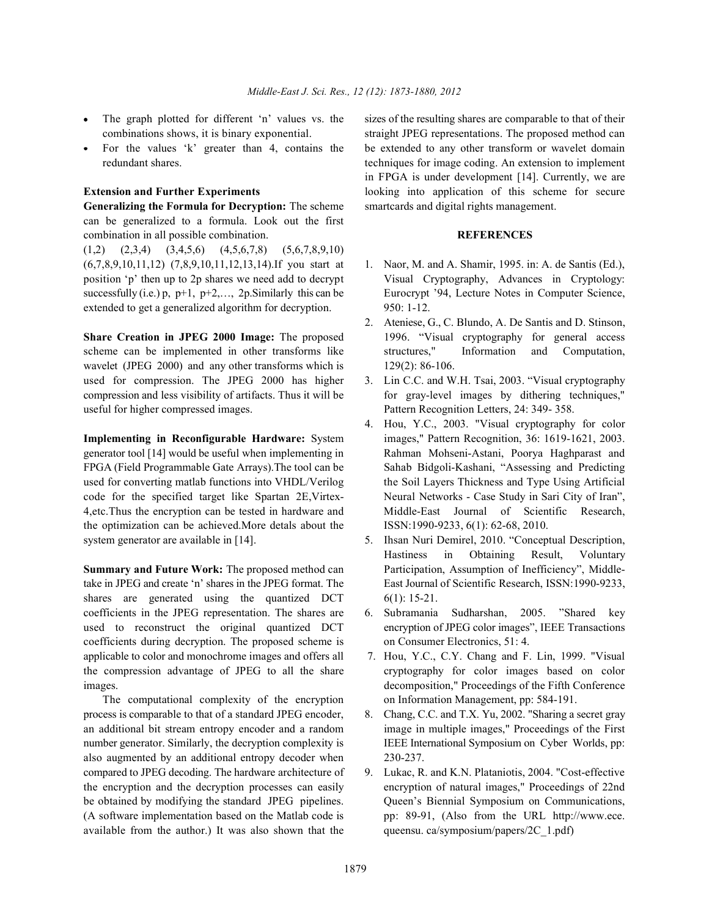- The graph plotted for different 'n' values vs. the combinations shows, it is binary exponential.
- For the values 'k' greater than 4, contains the redundant shares.

## Extension and Further Experiments

**Generalizing the Formula for Decryption:** The scheme can be generalized to a formula. Look out the first combination in all possible combination.

(1,2) (2,3,4) (3,4,5,6) (4,5,6,7,8) (5,6,7,8,9,10) (6,7,8,9,10,11,12) (7,8,9,10,11,12,13,14).If you start at position 'p' then up to 2p shares we need add to decrypt successfully (i.e.) p, p+1, p+2,…, 2p.Similarly this can be extended to get a generalized algorithm for decryption.

**Share Creation in JPEG 2000 Image:** The proposed scheme can be implemented in other transforms like wavelet (JPEG 2000) and any other transforms which is used for compression. The JPEG 2000 has higher compression and less visibility of artifacts. Thus it will be useful for higher compressed images.

**Implementing in Reconfigurable Hardware:** System generator tool [14] would be useful when implementing in FPGA (Field Programmable Gate Arrays).The tool can be used for converting matlab functions into VHDL/Verilog code for the specified target like Spartan 2E,Virtex-4,etc.Thus the encryption can be tested in hardware and the optimization can be achieved.More detals about the system generator are available in [14].

**Summary and Future Work:** The proposed method can take in JPEG and create 'n' shares in the JPEG format. The shares are generated using the quantized DCT coefficients in the JPEG representation. The shares are used to reconstruct the original quantized DCT coefficients during decryption. The proposed scheme is applicable to color and monochrome images and offers all the compression advantage of JPEG to all the share images.

The computational complexity of the encryption process is comparable to that of a standard JPEG encoder, an additional bit stream entropy encoder and a random number generator. Similarly, the decryption complexity is also augmented by an additional entropy decoder when compared to JPEG decoding. The hardware architecture of the encryption and the decryption processes can easily be obtained by modifying the standard JPEG pipelines. (A software implementation based on the Matlab code is available from the author.) It was also shown that the sizes of the resulting shares are comparable to that of their straight JPEG representations. The proposed method can be extended to any other transform or wavelet domain techniques for image coding. An extension to implement in FPGA is under development [14]. Currently, we are looking into application of this scheme for secure smartcards and digital rights management.

## REFERENCES

1. Naor, M. and A. Shamir, 1995. in: A. de Santis (Ed.), Visual Cryptography, Advances in Cryptology: Eurocrypt '94, Lecture Notes in Computer Science, 950: 1-12.
2. Ateniese, G., C. Blundo, A. De Santis and D. Stinson, 1996. "Visual cryptography for general access structures," Information and Computation, 129(2): 86-106.
3. Lin C.C. and W.H. Tsai, 2003. "Visual cryptography for gray-level images by dithering techniques," Pattern Recognition Letters, 24: 349- 358.
4. Hou, Y.C., 2003. "Visual cryptography for color images," Pattern Recognition, 36: 1619-1621, 2003. Rahman Mohseni-Astani, Poorya Haghparast and Sahab Bidgoli-Kashani, "Assessing and Predicting the Soil Layers Thickness and Type Using Artificial Neural Networks - Case Study in Sari City of Iran", Middle-East Journal of Scientific Research, ISSN:1990-9233, 6(1): 62-68, 2010.
5. Ihsan Nuri Demirel, 2010. "Conceptual Description, Hastiness in Obtaining Result, Voluntary Participation, Assumption of Inefficiency", Middle-East Journal of Scientific Research, ISSN:1990-9233, 6(1): 15-21.
6. Subramania Sudharshan, 2005. "Shared key encryption of JPEG color images", IEEE Transactions on Consumer Electronics, 51: 4.
7. Hou, Y.C., C.Y. Chang and F. Lin, 1999. "Visual cryptography for color images based on color decomposition," Proceedings of the Fifth Conference on Information Management, pp: 584-191.
8. Chang, C.C. and T.X. Yu, 2002. "Sharing a secret gray image in multiple images," Proceedings of the First IEEE International Symposium on Cyber Worlds, pp: 230-237.
9. Lukac, R. and K.N. Plataniotis, 2004. "Cost-effective encryption of natural images," Proceedings of 22nd Queen's Biennial Symposium on Communications, pp: 89-91, (Also from the URL http://www.ece.queensu. ca/symposium/papers/2C_1.pdf)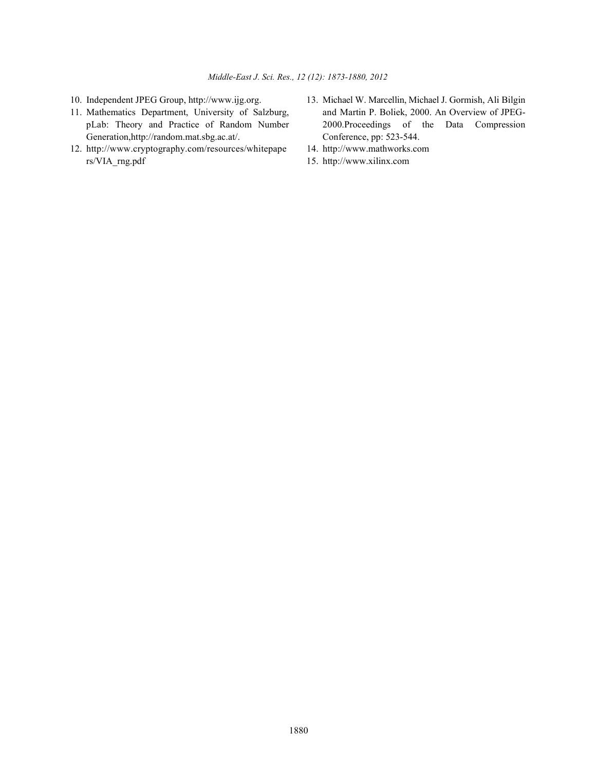10. Independent JPEG Group, http://www.ijg.org.
11. Mathematics Department, University of Salzburg, pLab: Theory and Practice of Random Number Generation,http://random.mat.sbg.ac.at/.
12. http://www.cryptography.com/resources/whitepapers/VIA_rng.pdf
13. Michael W. Marcellin, Michael J. Gormish, Ali Bilgin and Martin P. Boliek, 2000. An Overview of JPEG-2000.Proceedings of the Data Compression Conference, pp: 523-544.
14. http://www.mathworks.com
15. http://www.xilinx.com